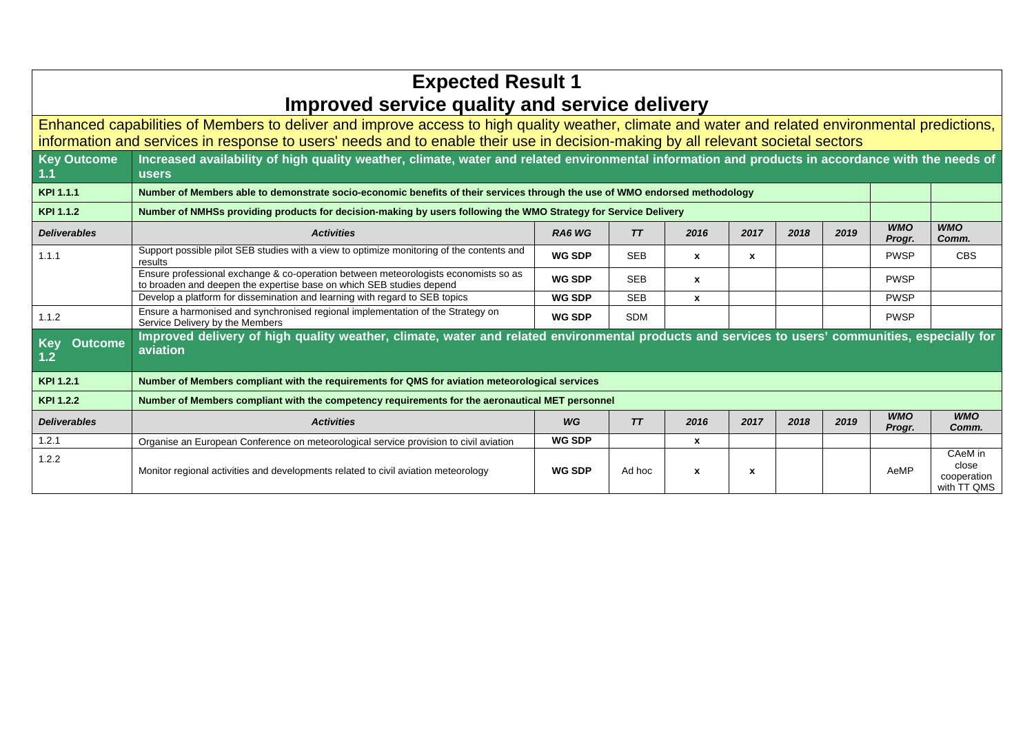# Expected Result 1

## Improved service quality and service delivery

Enhanced capabilities of Members to deliver and improve access to high quality weather, climate and water and related environmental predictions, information and services in response to users' needs and to enable their use in decision-making by all relevant societal sectors

| **Key Outcome 1.1** | **Increased availability of high quality weather, climate, water and related environmental information and products in accordance with the needs of users** | | | | | | | | |
|---|---|---|---|---|---|---|---|---|---|
| **KPI 1.1.1** | **Number of Members able to demonstrate socio-economic benefits of their services through the use of WMO endorsed methodology** | | | | | | | | |
| **KPI 1.1.2** | **Number of NMHSs providing products for decision-making by users following the WMO Strategy for Service Delivery** | | | | | | | | |
| ***Deliverables*** | ***Activities*** | ***RA6 WG*** | ***TT*** | ***2016*** | ***2017*** | ***2018*** | ***2019*** | ***WMO Progr.*** | ***WMO Comm.*** |
| 1.1.1 | Support possible pilot SEB studies with a view to optimize monitoring of the contents and results | **WG SDP** | SEB | **x** | **x** | | | PWSP | CBS |
| | Ensure professional exchange & co-operation between meteorologists economists so as to broaden and deepen the expertise base on which SEB studies depend | **WG SDP** | SEB | **x** | | | | PWSP | |
| | Develop a platform for dissemination and learning with regard to SEB topics | **WG SDP** | SEB | **x** | | | | PWSP | |
| 1.1.2 | Ensure a harmonised and synchronised regional implementation of the Strategy on Service Delivery by the Members | **WG SDP** | SDM | | | | | PWSP | |

| **Key Outcome 1.2** | **Improved delivery of high quality weather, climate, water and related environmental products and services to users' communities, especially for aviation** | | | | | | | | |
|---|---|---|---|---|---|---|---|---|---|
| **KPI 1.2.1** | **Number of Members compliant with the requirements for QMS for aviation meteorological services** | | | | | | | | |
| **KPI 1.2.2** | **Number of Members compliant with the competency requirements for the aeronautical MET personnel** | | | | | | | | |
| ***Deliverables*** | ***Activities*** | ***WG*** | ***TT*** | ***2016*** | ***2017*** | ***2018*** | ***2019*** | ***WMO Progr.*** | ***WMO Comm.*** |
| 1.2.1 | Organise an European Conference on meteorological service provision to civil aviation | **WG SDP** | | **x** | | | | | |
| 1.2.2 | Monitor regional activities and developments related to civil aviation meteorology | **WG SDP** | Ad hoc | **x** | **x** | | | AeMP | CAeM in close cooperation with TT QMS |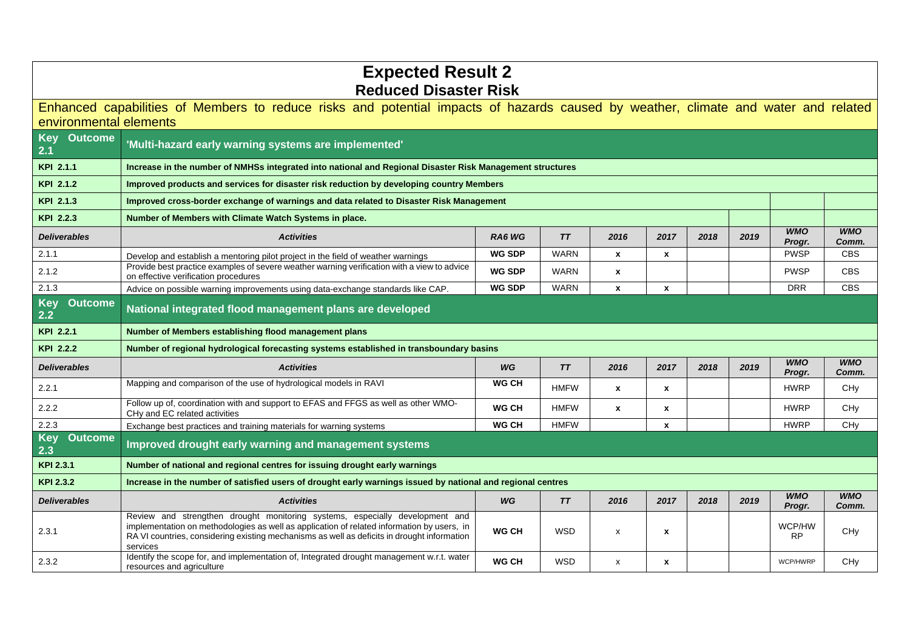# Expected Result 2
## Reduced Disaster Risk

Enhanced capabilities of Members to reduce risks and potential impacts of hazards caused by weather, climate and water and related environmental elements

| | | | | | | | | | |
|---|---|---|---|---|---|---|---|---|---|
| **Key Outcome 2.1** | **'Multi-hazard early warning systems are implemented'** | | | | | | | | |
| **KPI 2.1.1** | **Increase in the number of NMHSs integrated into national and Regional Disaster Risk Management structures** | | | | | | | | |
| **KPI 2.1.2** | **Improved products and services for disaster risk reduction by developing country Members** | | | | | | | | |
| **KPI 2.1.3** | **Improved cross-border exchange of warnings and data related to Disaster Risk Management** | | | | | | | | |
| **KPI 2.2.3** | **Number of Members with Climate Watch Systems in place.** | | | | | | | | |
| ***Deliverables*** | ***Activities*** | ***RA6 WG*** | ***TT*** | ***2016*** | ***2017*** | ***2018*** | ***2019*** | ***WMO Progr.*** | ***WMO Comm.*** |
| 2.1.1 | Develop and establish a mentoring pilot project in the field of weather warnings | **WG SDP** | WARN | **x** | **x** | | | PWSP | CBS |
| 2.1.2 | Provide best practice examples of severe weather warning verification with a view to advice on effective verification procedures | **WG SDP** | WARN | **x** | | | | PWSP | CBS |
| 2.1.3 | Advice on possible warning improvements using data-exchange standards like CAP. | **WG SDP** | WARN | **x** | **x** | | | DRR | CBS |
| **Key Outcome 2.2** | **National integrated flood management plans are developed** | | | | | | | | |
| **KPI 2.2.1** | **Number of Members establishing flood management plans** | | | | | | | | |
| **KPI 2.2.2** | **Number of regional hydrological forecasting systems established in transboundary basins** | | | | | | | | |
| ***Deliverables*** | ***Activities*** | ***WG*** | ***TT*** | ***2016*** | ***2017*** | ***2018*** | ***2019*** | ***WMO Progr.*** | ***WMO Comm.*** |
| 2.2.1 | Mapping and comparison of the use of hydrological models in RAVI | **WG CH** | HMFW | **x** | **x** | | | HWRP | CHy |
| 2.2.2 | Follow up of, coordination with and support to EFAS and FFGS as well as other WMO-CHy and EC related activities | **WG CH** | HMFW | **x** | **x** | | | HWRP | CHy |
| 2.2.3 | Exchange best practices and training materials for warning systems | **WG CH** | HMFW | | **x** | | | HWRP | CHy |
| **Key Outcome 2.3** | **Improved drought early warning and management systems** | | | | | | | | |
| **KPI 2.3.1** | **Number of national and regional centres for issuing drought early warnings** | | | | | | | | |
| **KPI 2.3.2** | **Increase in the number of satisfied users of drought early warnings issued by national and regional centres** | | | | | | | | |
| ***Deliverables*** | ***Activities*** | ***WG*** | ***TT*** | ***2016*** | ***2017*** | ***2018*** | ***2019*** | ***WMO Progr.*** | ***WMO Comm.*** |
| 2.3.1 | Review and strengthen drought monitoring systems, especially development and implementation on methodologies as well as application of related information by users, in RA VI countries, considering existing mechanisms as well as deficits in drought information services | **WG CH** | WSD | x | **x** | | | WCP/HWRP | CHy |
| 2.3.2 | Identify the scope for, and implementation of, Integrated drought management w.r.t. water resources and agriculture | **WG CH** | WSD | x | **x** | | | WCP/HWRP | CHy |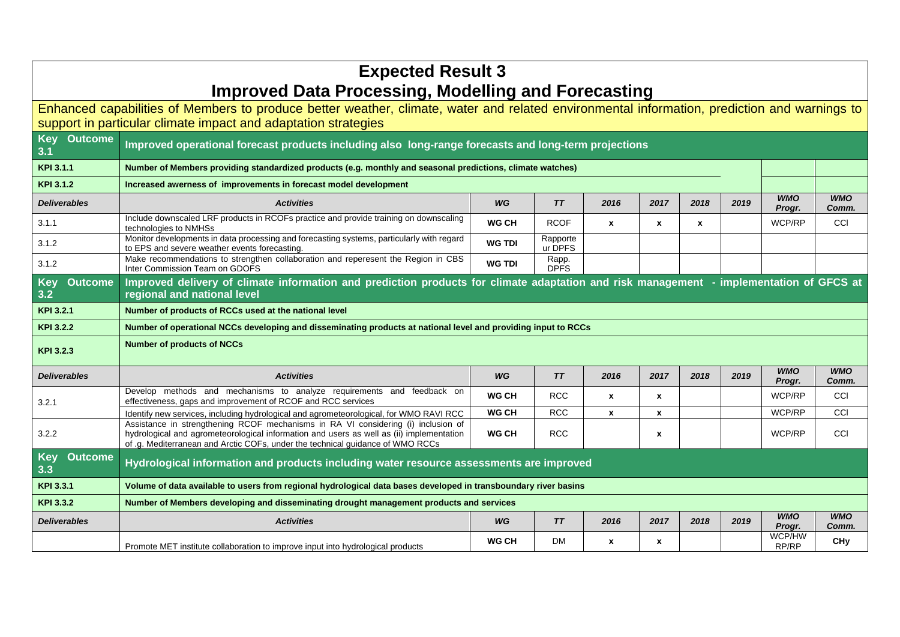# Expected Result 3

## Improved Data Processing, Modelling and Forecasting

Enhanced capabilities of Members to produce better weather, climate, water and related environmental information, prediction and warnings to support in particular climate impact and adaptation strategies

| | | | | | | | | | |
|---|---|---|---|---|---|---|---|---|---|
| **Key Outcome 3.1** | **Improved operational forecast products including also long-range forecasts and long-term projections** | | | | | | | | |
| **KPI 3.1.1** | **Number of Members providing standardized products (e.g. monthly and seasonal predictions, climate watches)** | | | | | | | | |
| **KPI 3.1.2** | **Increased awerness of improvements in forecast model development** | | | | | | | | |
| ***Deliverables*** | ***Activities*** | ***WG*** | ***TT*** | ***2016*** | ***2017*** | ***2018*** | ***2019*** | ***WMO Progr.*** | ***WMO Comm.*** |
| 3.1.1 | Include downscaled LRF products in RCOFs practice and provide training on downscaling technologies to NMHSs | **WG CH** | RCOF | **x** | **x** | **x** | | WCP/RP | CCl |
| 3.1.2 | Monitor developments in data processing and forecasting systems, particularly with regard to EPS and severe weather events forecasting. | **WG TDI** | Rapporteur DPFS | | | | | | |
| 3.1.2 | Make recommendations to strengthen collaboration and reperesent the Region in CBS Inter Commission Team on GDOFS | **WG TDI** | Rapp. DPFS | | | | | | |
| **Key Outcome 3.2** | **Improved delivery of climate information and prediction products for climate adaptation and risk management - implementation of GFCS at regional and national level** | | | | | | | | |
| **KPI 3.2.1** | **Number of products of RCCs used at the national level** | | | | | | | | |
| **KPI 3.2.2** | **Number of operational NCCs developing and disseminating products at national level and providing input to RCCs** | | | | | | | | |
| **KPI 3.2.3** | **Number of products of NCCs** | | | | | | | | |
| ***Deliverables*** | ***Activities*** | ***WG*** | ***TT*** | ***2016*** | ***2017*** | ***2018*** | ***2019*** | ***WMO Progr.*** | ***WMO Comm.*** |
| 3.2.1 | Develop methods and mechanisms to analyze requirements and feedback on effectiveness, gaps and improvement of RCOF and RCC services | **WG CH** | RCC | **x** | **x** | | | WCP/RP | CCl |
| | Identify new services, including hydrological and agrometeorological, for WMO RAVI RCC | **WG CH** | RCC | **x** | **x** | | | WCP/RP | CCl |
| 3.2.2 | Assistance in strengthening RCOF mechanisms in RA VI considering (i) inclusion of hydrological and agrometeorological information and users as well as (ii) implementation of .g. Mediterranean and Arctic COFs, under the technical guidance of WMO RCCs | **WG CH** | RCC | | **x** | | | WCP/RP | CCl |
| **Key Outcome 3.3** | **Hydrological information and products including water resource assessments are improved** | | | | | | | | |
| **KPI 3.3.1** | **Volume of data available to users from regional hydrological data bases developed in transboundary river basins** | | | | | | | | |
| **KPI 3.3.2** | **Number of Members developing and disseminating drought management products and services** | | | | | | | | |
| ***Deliverables*** | ***Activities*** | ***WG*** | ***TT*** | ***2016*** | ***2017*** | ***2018*** | ***2019*** | ***WMO Progr.*** | ***WMO Comm.*** |
| | Promote MET institute collaboration to improve input into hydrological products | **WG CH** | DM | **x** | **x** | | | WCP/HW RP/RP | **CHy** |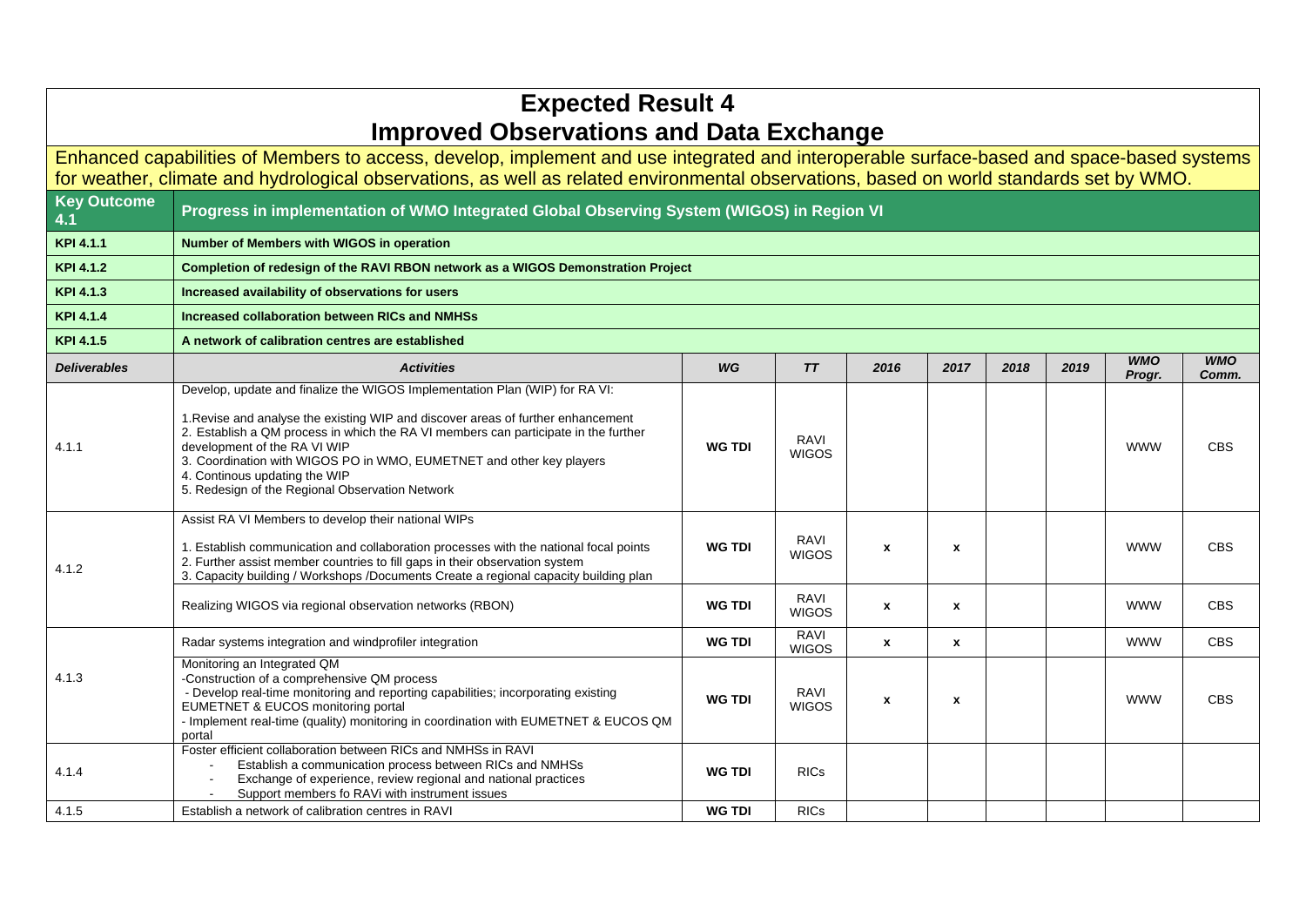# Expected Result 4
## Improved Observations and Data Exchange

Enhanced capabilities of Members to access, develop, implement and use integrated and interoperable surface-based and space-based systems for weather, climate and hydrological observations, as well as related environmental observations, based on world standards set by WMO.

| **Key Outcome 4.1** | **Progress in implementation of WMO Integrated Global Observing System (WIGOS) in Region VI** | | | | | | | | |
|---|---|---|---|---|---|---|---|---|---|
| **KPI 4.1.1** | **Number of Members with WIGOS in operation** | | | | | | | | |
| **KPI 4.1.2** | **Completion of redesign of the RAVI RBON network as a WIGOS Demonstration Project** | | | | | | | | |
| **KPI 4.1.3** | **Increased availability of observations for users** | | | | | | | | |
| **KPI 4.1.4** | **Increased collaboration between RICs and NMHSs** | | | | | | | | |
| **KPI 4.1.5** | **A network of calibration centres are established** | | | | | | | | |
| ***Deliverables*** | ***Activities*** | ***WG*** | ***TT*** | ***2016*** | ***2017*** | ***2018*** | ***2019*** | ***WMO Progr.*** | ***WMO Comm.*** |
| 4.1.1 | Develop, update and finalize the WIGOS Implementation Plan (WIP) for RA VI:<br><br>1.Revise and analyse the existing WIP and discover areas of further enhancement<br>2. Establish a QM process in which the RA VI members can participate in the further development of the RA VI WIP<br>3. Coordination with WIGOS PO in WMO, EUMETNET and other key players<br>4. Continous updating the WIP<br>5. Redesign of the Regional Observation Network | **WG TDI** | RAVI WIGOS | | | | | WWW | CBS |
| 4.1.2 | Assist RA VI Members to develop their national WIPs<br><br>1. Establish communication and collaboration processes with the national focal points<br>2. Further assist member countries to fill gaps in their observation system<br>3. Capacity building / Workshops /Documents Create a regional capacity building plan | **WG TDI** | RAVI WIGOS | **x** | **x** | | | WWW | CBS |
| | Realizing WIGOS via regional observation networks (RBON) | **WG TDI** | RAVI WIGOS | **x** | **x** | | | WWW | CBS |
| 4.1.3 | Radar systems integration and windprofiler integration | **WG TDI** | RAVI WIGOS | **x** | **x** | | | WWW | CBS |
| | Monitoring an Integrated QM<br>-Construction of a comprehensive QM process<br>- Develop real-time monitoring and reporting capabilities; incorporating existing EUMETNET & EUCOS monitoring portal<br>- Implement real-time (quality) monitoring in coordination with EUMETNET & EUCOS QM portal | **WG TDI** | RAVI WIGOS | **x** | **x** | | | WWW | CBS |
| 4.1.4 | Foster efficient collaboration between RICs and NMHSs in RAVI<br>- Establish a communication process between RICs and NMHSs<br>- Exchange of experience, review regional and national practices<br>- Support members fo RAVi with instrument issues | **WG TDI** | RICs | | | | | | |
| 4.1.5 | Establish a network of calibration centres in RAVI | **WG TDI** | RICs | | | | | | |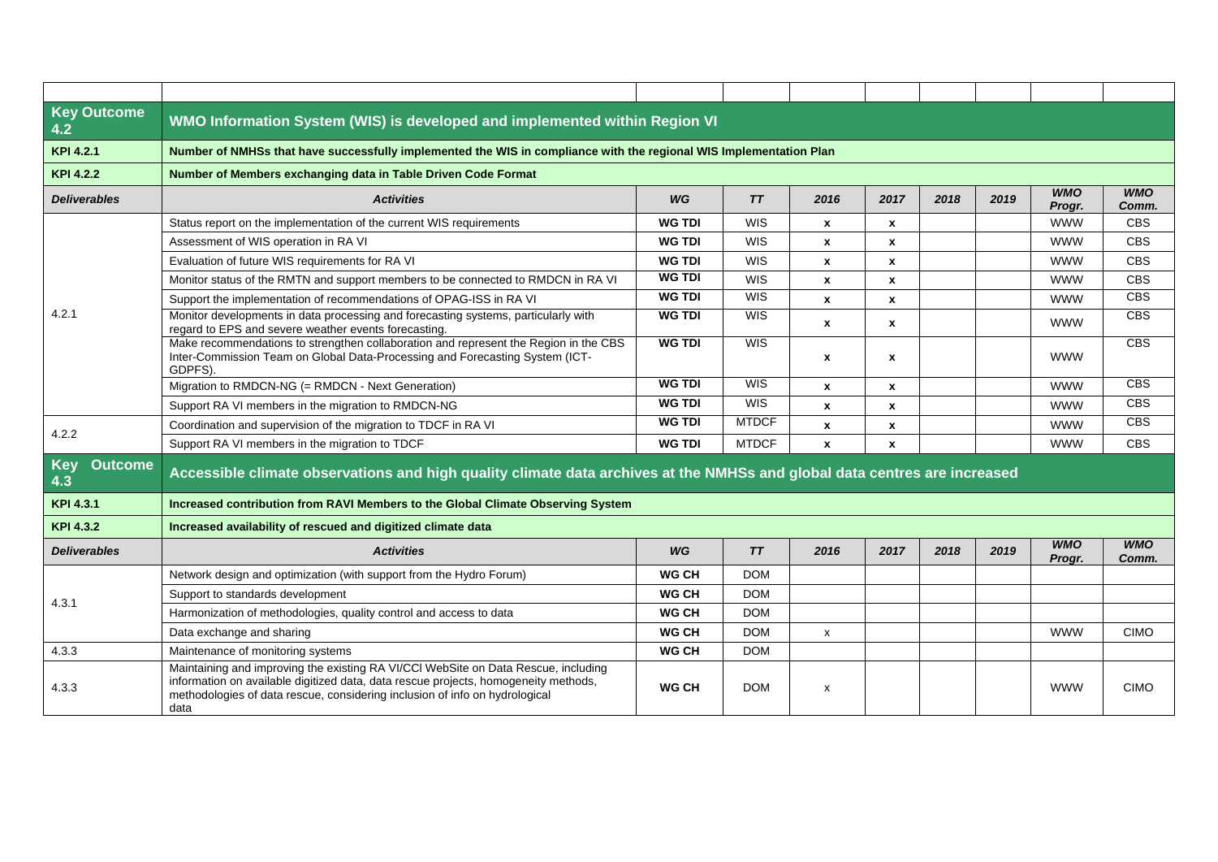| | | | | | | | | | |
|---|---|---|---|---|---|---|---|---|---|
| **Key Outcome 4.2** | **WMO Information System (WIS) is developed and implemented within Region VI** | | | | | | | | |
| **KPI 4.2.1** | **Number of NMHSs that have successfully implemented the WIS in compliance with the regional WIS Implementation Plan** | | | | | | | | |
| **KPI 4.2.2** | **Number of Members exchanging data in Table Driven Code Format** | | | | | | | | |
| ***Deliverables*** | ***Activities*** | ***WG*** | ***TT*** | ***2016*** | ***2017*** | ***2018*** | ***2019*** | ***WMO Progr.*** | ***WMO Comm.*** |
| 4.2.1 | Status report on the implementation of the current WIS requirements | **WG TDI** | WIS | **x** | **x** | | | WWW | CBS |
| | Assessment of WIS operation in RA VI | **WG TDI** | WIS | **x** | **x** | | | WWW | CBS |
| | Evaluation of future WIS requirements for RA VI | **WG TDI** | WIS | **x** | **x** | | | WWW | CBS |
| | Monitor status of the RMTN and support members to be connected to RMDCN in RA VI | **WG TDI** | WIS | **x** | **x** | | | WWW | CBS |
| | Support the implementation of recommendations of OPAG-ISS in RA VI | **WG TDI** | WIS | **x** | **x** | | | WWW | CBS |
| | Monitor developments in data processing and forecasting systems, particularly with regard to EPS and severe weather events forecasting. | **WG TDI** | WIS | **x** | **x** | | | WWW | CBS |
| | Make recommendations to strengthen collaboration and represent the Region in the CBS Inter-Commission Team on Global Data-Processing and Forecasting System (ICT-GDPFS). | **WG TDI** | WIS | **x** | **x** | | | WWW | CBS |
| | Migration to RMDCN-NG (= RMDCN - Next Generation) | **WG TDI** | WIS | **x** | **x** | | | WWW | CBS |
| | Support RA VI members in the migration to RMDCN-NG | **WG TDI** | WIS | **x** | **x** | | | WWW | CBS |
| 4.2.2 | Coordination and supervision of the migration to TDCF in RA VI | **WG TDI** | MTDCF | **x** | **x** | | | WWW | CBS |
| | Support RA VI members in the migration to TDCF | **WG TDI** | MTDCF | **x** | **x** | | | WWW | CBS |
| **Key Outcome 4.3** | **Accessible climate observations and high quality climate data archives at the NMHSs and global data centres are increased** | | | | | | | | |
| **KPI 4.3.1** | **Increased contribution from RAVI Members to the Global Climate Observing System** | | | | | | | | |
| **KPI 4.3.2** | **Increased availability of rescued and digitized climate data** | | | | | | | | |
| ***Deliverables*** | ***Activities*** | ***WG*** | ***TT*** | ***2016*** | ***2017*** | ***2018*** | ***2019*** | ***WMO Progr.*** | ***WMO Comm.*** |
| 4.3.1 | Network design and optimization (with support from the Hydro Forum) | **WG CH** | DOM | | | | | | |
| | Support to standards development | **WG CH** | DOM | | | | | | |
| | Harmonization of methodologies, quality control and access to data | **WG CH** | DOM | | | | | | |
| | Data exchange and sharing | **WG CH** | DOM | x | | | | WWW | CIMO |
| 4.3.3 | Maintenance of monitoring systems | **WG CH** | DOM | | | | | | |
| 4.3.3 | Maintaining and improving the existing RA VI/CCl WebSite on Data Rescue, including information on available digitized data, data rescue projects, homogeneity methods, methodologies of data rescue, considering inclusion of info on hydrological data | **WG CH** | DOM | x | | | | WWW | CIMO |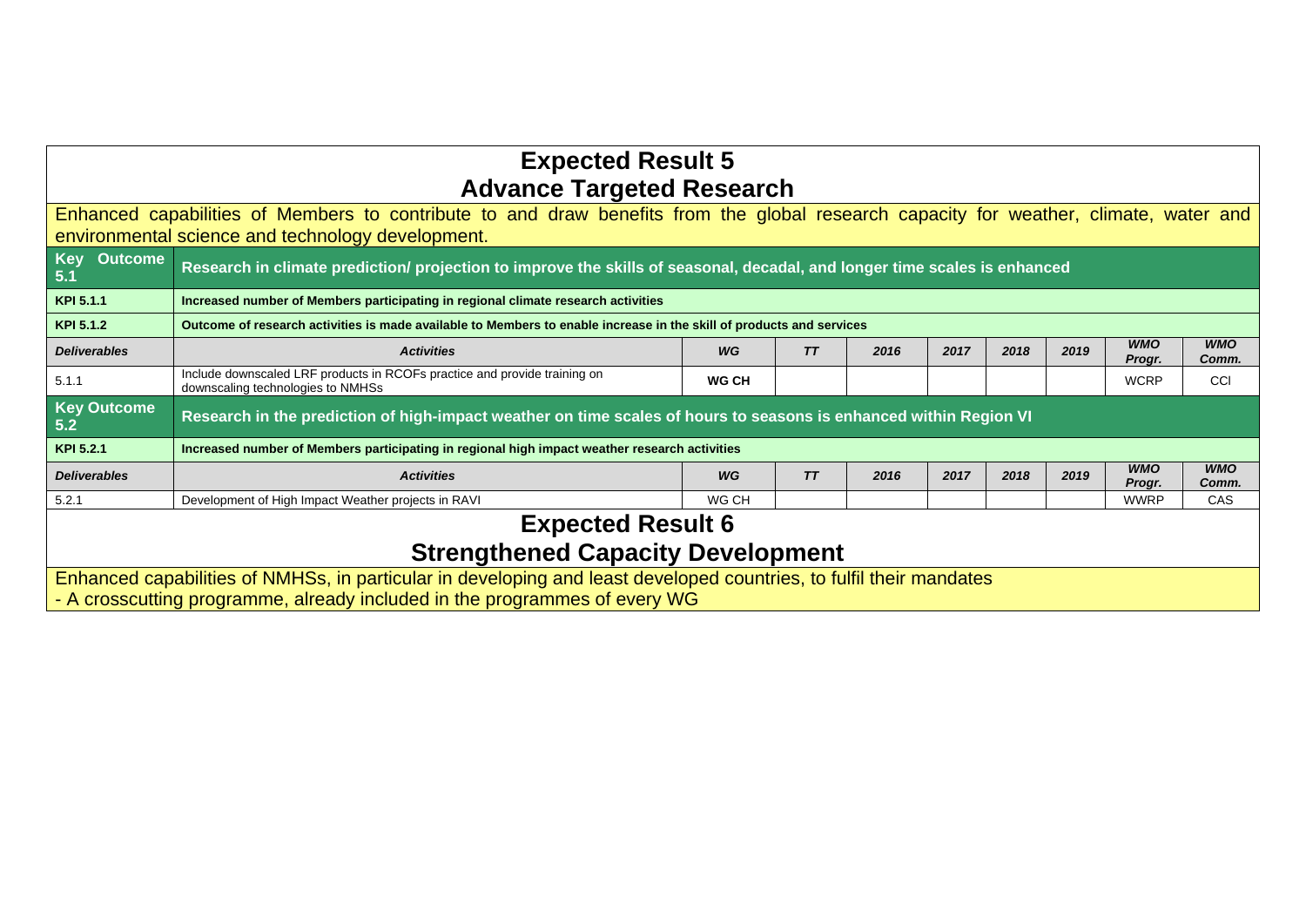## Expected Result 5
## Advance Targeted Research

Enhanced capabilities of Members to contribute to and draw benefits from the global research capacity for weather, climate, water and environmental science and technology development.

| Key Outcome 5.1 | Research in climate prediction/ projection to improve the skills of seasonal, decadal, and longer time scales is enhanced | | | | | | | | |
|---|---|---|---|---|---|---|---|---|---|
| **KPI 5.1.1** | **Increased number of Members participating in regional climate research activities** | | | | | | | | |
| **KPI 5.1.2** | **Outcome of research activities is made available to Members to enable increase in the skill of products and services** | | | | | | | | |
| ***Deliverables*** | ***Activities*** | ***WG*** | ***TT*** | ***2016*** | ***2017*** | ***2018*** | ***2019*** | ***WMO Progr.*** | ***WMO Comm.*** |
| 5.1.1 | Include downscaled LRF products in RCOFs practice and provide training on downscaling technologies to NMHSs | **WG CH** | | | | | | WCRP | CCl |

| Key Outcome 5.2 | Research in the prediction of high-impact weather on time scales of hours to seasons is enhanced within Region VI | | | | | | | | |
|---|---|---|---|---|---|---|---|---|---|
| **KPI 5.2.1** | **Increased number of Members participating in regional high impact weather research activities** | | | | | | | | |
| ***Deliverables*** | ***Activities*** | ***WG*** | ***TT*** | ***2016*** | ***2017*** | ***2018*** | ***2019*** | ***WMO Progr.*** | ***WMO Comm.*** |
| 5.2.1 | Development of High Impact Weather projects in RAVI | WG CH | | | | | | WWRP | CAS |

## Expected Result 6
## Strengthened Capacity Development

Enhanced capabilities of NMHSs, in particular in developing and least developed countries, to fulfil their mandates
- A crosscutting programme, already included in the programmes of every WG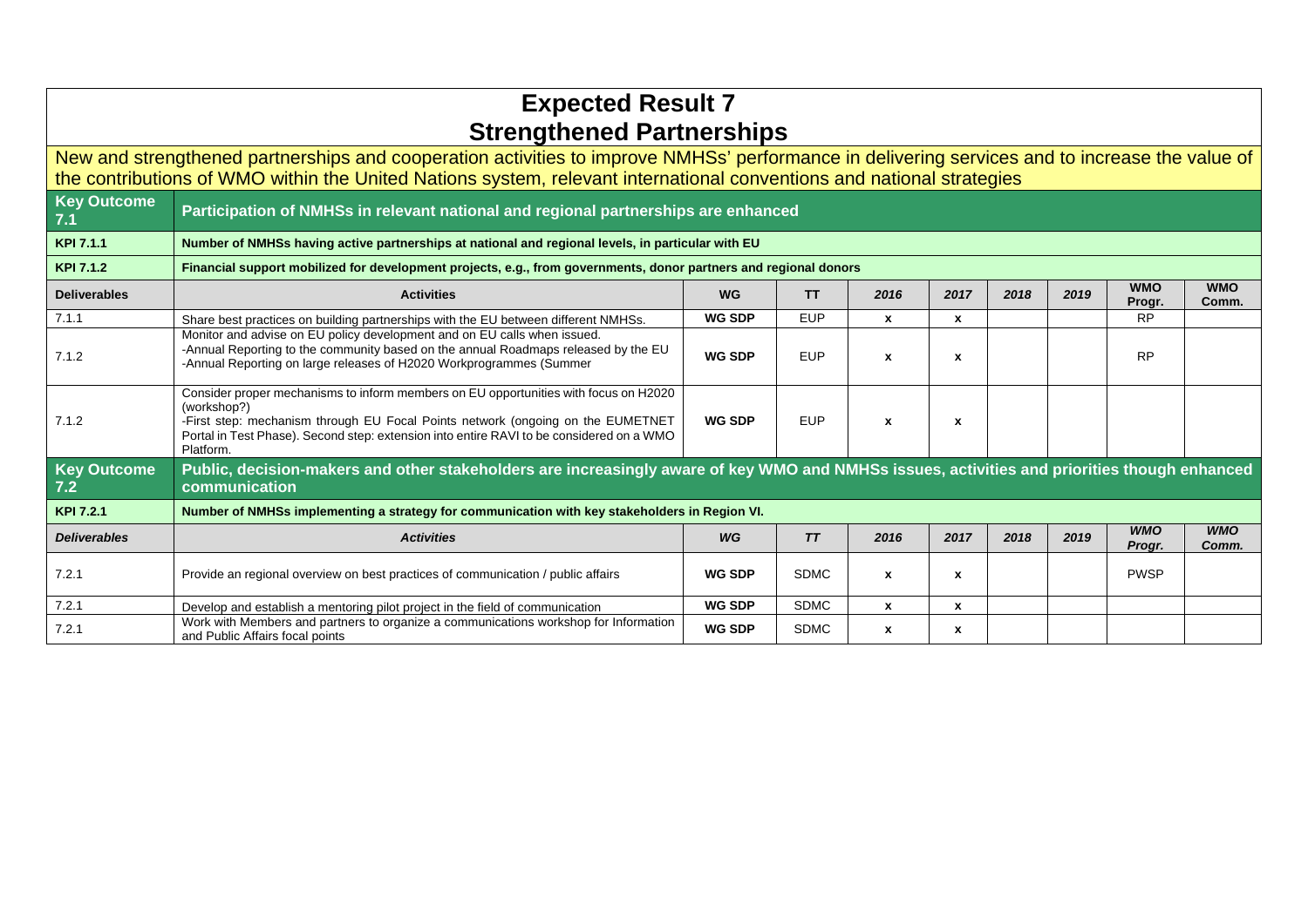# Expected Result 7

## Strengthened Partnerships

New and strengthened partnerships and cooperation activities to improve NMHSs' performance in delivering services and to increase the value of the contributions of WMO within the United Nations system, relevant international conventions and national strategies

| **Key Outcome 7.1** | **Participation of NMHSs in relevant national and regional partnerships are enhanced** | | | | | | | | |
|---|---|---|---|---|---|---|---|---|---|
| **KPI 7.1.1** | **Number of NMHSs having active partnerships at national and regional levels, in particular with EU** | | | | | | | | |
| **KPI 7.1.2** | **Financial support mobilized for development projects, e.g., from governments, donor partners and regional donors** | | | | | | | | |
| **Deliverables** | **Activities** | **WG** | **TT** | ***2016*** | ***2017*** | ***2018*** | ***2019*** | **WMO Progr.** | **WMO Comm.** |
| 7.1.1 | Share best practices on building partnerships with the EU between different NMHSs. | **WG SDP** | EUP | **x** | **x** | | | RP | |
| 7.1.2 | Monitor and advise on EU policy development and on EU calls when issued.<br>-Annual Reporting to the community based on the annual Roadmaps released by the EU<br>-Annual Reporting on large releases of H2020 Workprogrammes (Summer | **WG SDP** | EUP | **x** | **x** | | | RP | |
| 7.1.2 | Consider proper mechanisms to inform members on EU opportunities with focus on H2020 (workshop?)<br>-First step: mechanism through EU Focal Points network (ongoing on the EUMETNET Portal in Test Phase). Second step: extension into entire RAVI to be considered on a WMO Platform. | **WG SDP** | EUP | **x** | **x** | | | | |
| **Key Outcome 7.2** | **Public, decision-makers and other stakeholders are increasingly aware of key WMO and NMHSs issues, activities and priorities though enhanced communication** | | | | | | | | |
| **KPI 7.2.1** | **Number of NMHSs implementing a strategy for communication with key stakeholders in Region VI.** | | | | | | | | |
| ***Deliverables*** | ***Activities*** | ***WG*** | ***TT*** | ***2016*** | ***2017*** | ***2018*** | ***2019*** | ***WMO Progr.*** | ***WMO Comm.*** |
| 7.2.1 | Provide an regional overview on best practices of communication / public affairs | **WG SDP** | SDMC | **x** | **x** | | | PWSP | |
| 7.2.1 | Develop and establish a mentoring pilot project in the field of communication | **WG SDP** | SDMC | **x** | **x** | | | | |
| 7.2.1 | Work with Members and partners to organize a communications workshop for Information and Public Affairs focal points | **WG SDP** | SDMC | **x** | **x** | | | | |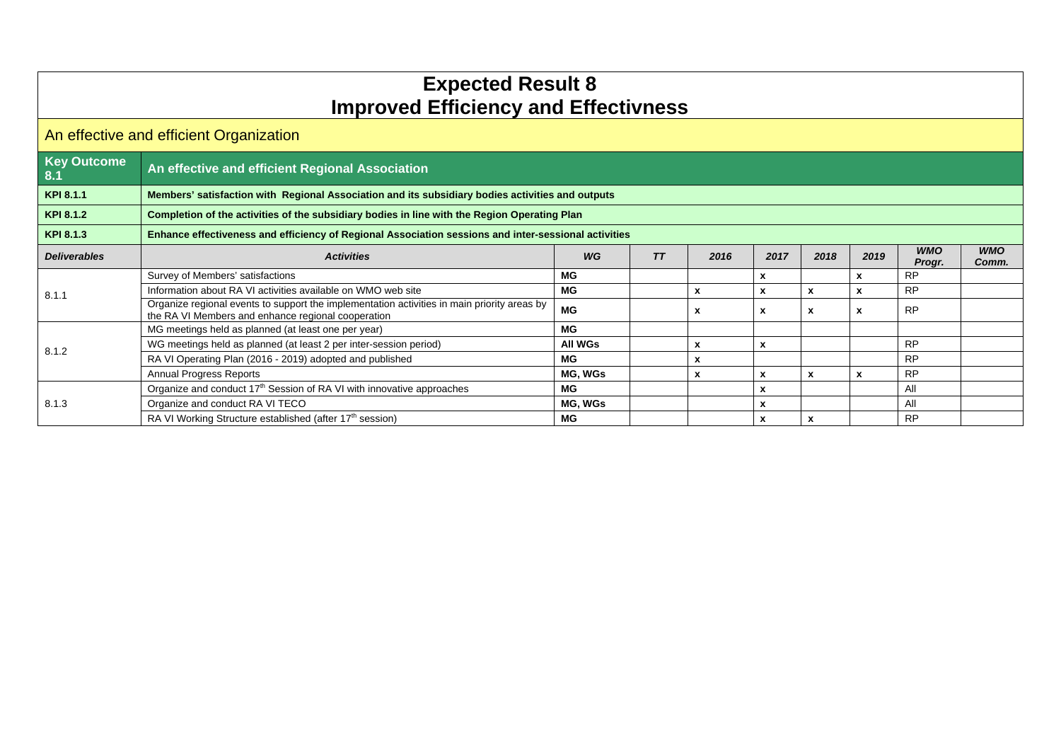# Expected Result 8
# Improved Efficiency and Effectivness

## An effective and efficient Organization

| | | | | | | | | | |
|---|---|---|---|---|---|---|---|---|---|
| **Key Outcome 8.1** | **An effective and efficient Regional Association** | | | | | | | | |
| **KPI 8.1.1** | **Members' satisfaction with Regional Association and its subsidiary bodies activities and outputs** | | | | | | | | |
| **KPI 8.1.2** | **Completion of the activities of the subsidiary bodies in line with the Region Operating Plan** | | | | | | | | |
| **KPI 8.1.3** | **Enhance effectiveness and efficiency of Regional Association sessions and inter-sessional activities** | | | | | | | | |
| ***Deliverables*** | ***Activities*** | ***WG*** | ***TT*** | ***2016*** | ***2017*** | ***2018*** | ***2019*** | ***WMO Progr.*** | ***WMO Comm.*** |
| 8.1.1 | Survey of Members' satisfactions | **MG** | | | **x** | | **x** | RP | |
| | Information about RA VI activities available on WMO web site | **MG** | | **x** | **x** | **x** | **x** | RP | |
| | Organize regional events to support the implementation activities in main priority areas by the RA VI Members and enhance regional cooperation | **MG** | | **x** | **x** | **x** | **x** | RP | |
| 8.1.2 | MG meetings held as planned (at least one per year) | **MG** | | | | | | | |
| | WG meetings held as planned (at least 2 per inter-session period) | **All WGs** | | **x** | **x** | | | RP | |
| | RA VI Operating Plan (2016 - 2019) adopted and published | **MG** | | **x** | | | | RP | |
| | Annual Progress Reports | **MG, WGs** | | **x** | **x** | **x** | **x** | RP | |
| 8.1.3 | Organize and conduct 17th Session of RA VI with innovative approaches | **MG** | | | **x** | | | All | |
| | Organize and conduct RA VI TECO | **MG, WGs** | | | **x** | | | All | |
| | RA VI Working Structure established (after 17th session) | **MG** | | | **x** | **x** | | RP | |